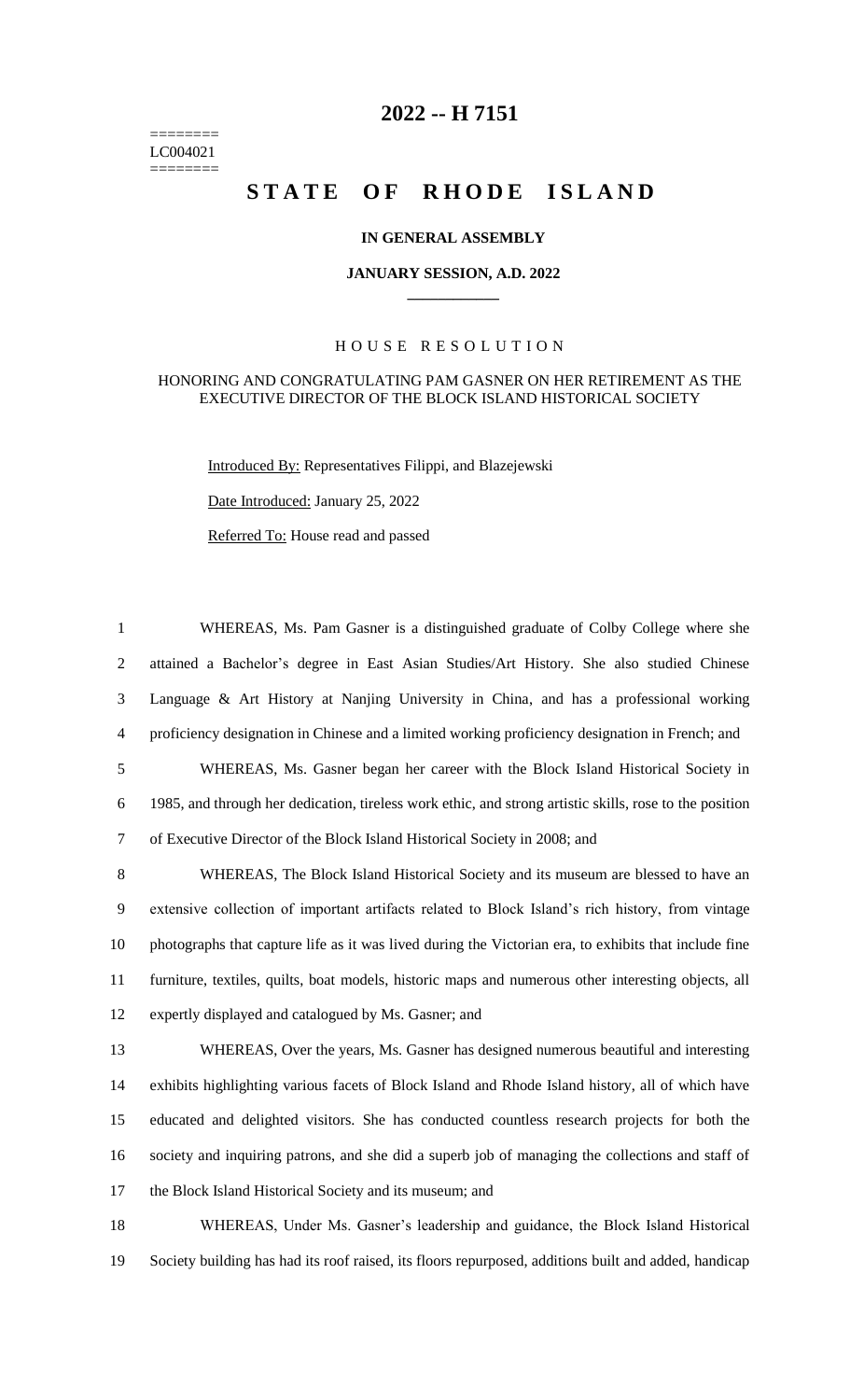========
LC004021
========

# 2022 -- H 7151

# STATE OF RHODE ISLAND

**IN GENERAL ASSEMBLY**

**JANUARY SESSION, A.D. 2022**

____________

H O U S E   R E S O L U T I O N

HONORING AND CONGRATULATING PAM GASNER ON HER RETIREMENT AS THE EXECUTIVE DIRECTOR OF THE BLOCK ISLAND HISTORICAL SOCIETY

Introduced By: Representatives Filippi, and Blazejewski

Date Introduced: January 25, 2022

Referred To: House read and passed

WHEREAS, Ms. Pam Gasner is a distinguished graduate of Colby College where she attained a Bachelor's degree in East Asian Studies/Art History. She also studied Chinese Language & Art History at Nanjing University in China, and has a professional working proficiency designation in Chinese and a limited working proficiency designation in French; and

WHEREAS, Ms. Gasner began her career with the Block Island Historical Society in 1985, and through her dedication, tireless work ethic, and strong artistic skills, rose to the position of Executive Director of the Block Island Historical Society in 2008; and

WHEREAS, The Block Island Historical Society and its museum are blessed to have an extensive collection of important artifacts related to Block Island's rich history, from vintage photographs that capture life as it was lived during the Victorian era, to exhibits that include fine furniture, textiles, quilts, boat models, historic maps and numerous other interesting objects, all expertly displayed and catalogued by Ms. Gasner; and

WHEREAS, Over the years, Ms. Gasner has designed numerous beautiful and interesting exhibits highlighting various facets of Block Island and Rhode Island history, all of which have educated and delighted visitors. She has conducted countless research projects for both the society and inquiring patrons, and she did a superb job of managing the collections and staff of the Block Island Historical Society and its museum; and

WHEREAS, Under Ms. Gasner's leadership and guidance, the Block Island Historical Society building has had its roof raised, its floors repurposed, additions built and added, handicap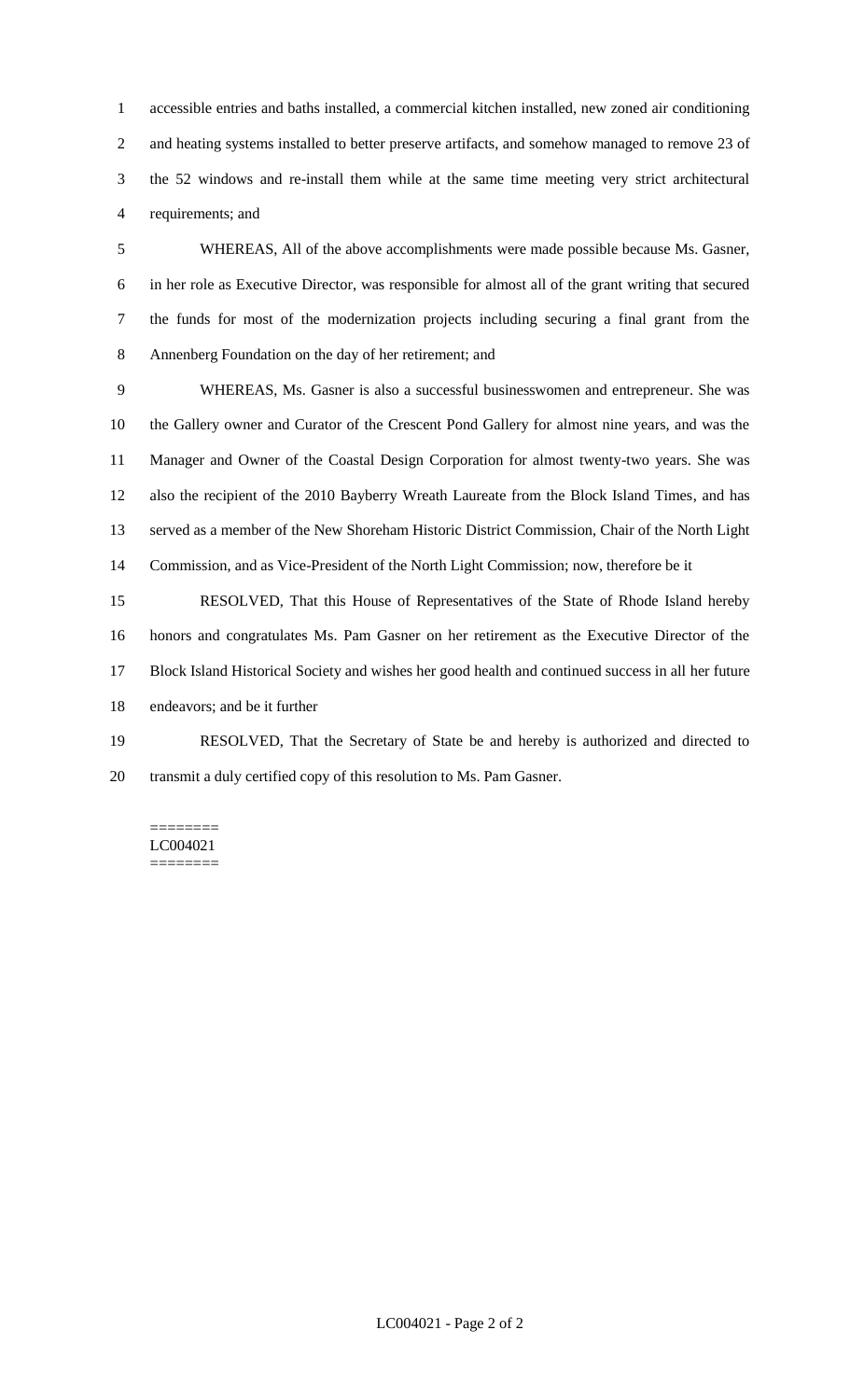accessible entries and baths installed, a commercial kitchen installed, new zoned air conditioning and heating systems installed to better preserve artifacts, and somehow managed to remove 23 of the 52 windows and re-install them while at the same time meeting very strict architectural requirements; and

WHEREAS, All of the above accomplishments were made possible because Ms. Gasner, in her role as Executive Director, was responsible for almost all of the grant writing that secured the funds for most of the modernization projects including securing a final grant from the Annenberg Foundation on the day of her retirement; and

WHEREAS, Ms. Gasner is also a successful businesswomen and entrepreneur. She was the Gallery owner and Curator of the Crescent Pond Gallery for almost nine years, and was the Manager and Owner of the Coastal Design Corporation for almost twenty-two years. She was also the recipient of the 2010 Bayberry Wreath Laureate from the Block Island Times, and has served as a member of the New Shoreham Historic District Commission, Chair of the North Light Commission, and as Vice-President of the North Light Commission; now, therefore be it

RESOLVED, That this House of Representatives of the State of Rhode Island hereby honors and congratulates Ms. Pam Gasner on her retirement as the Executive Director of the Block Island Historical Society and wishes her good health and continued success in all her future endeavors; and be it further

RESOLVED, That the Secretary of State be and hereby is authorized and directed to transmit a duly certified copy of this resolution to Ms. Pam Gasner.

========
LC004021
========